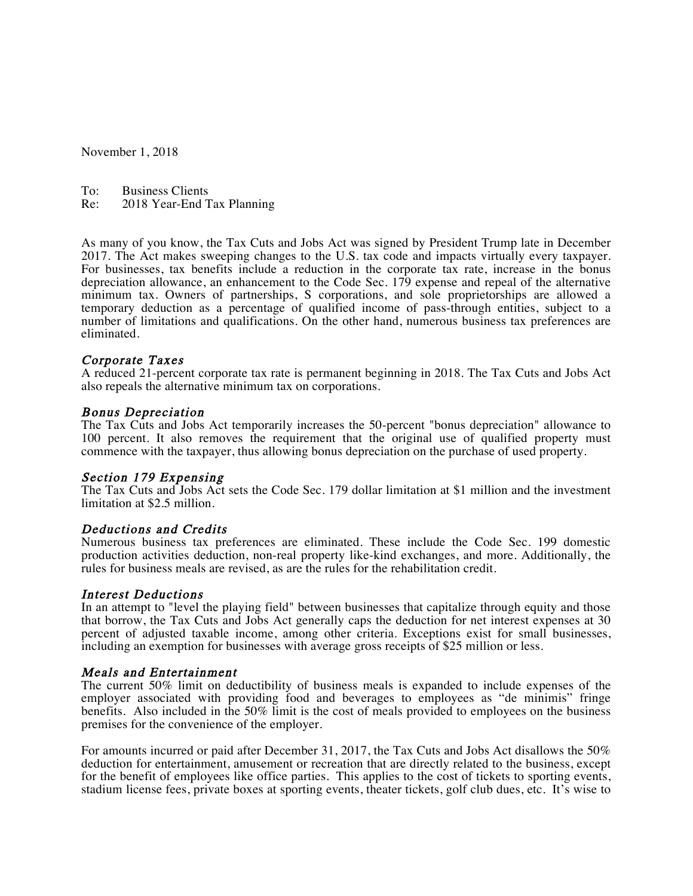November 1, 2018

To: Business Clients
Re: 2018 Year-End Tax Planning

As many of you know, the Tax Cuts and Jobs Act was signed by President Trump late in December 2017. The Act makes sweeping changes to the U.S. tax code and impacts virtually every taxpayer. For businesses, tax benefits include a reduction in the corporate tax rate, increase in the bonus depreciation allowance, an enhancement to the Code Sec. 179 expense and repeal of the alternative minimum tax. Owners of partnerships, S corporations, and sole proprietorships are allowed a temporary deduction as a percentage of qualified income of pass-through entities, subject to a number of limitations and qualifications. On the other hand, numerous business tax preferences are eliminated.

### *Corporate Taxes*

A reduced 21-percent corporate tax rate is permanent beginning in 2018. The Tax Cuts and Jobs Act also repeals the alternative minimum tax on corporations.

### *Bonus Depreciation*

The Tax Cuts and Jobs Act temporarily increases the 50-percent "bonus depreciation" allowance to 100 percent. It also removes the requirement that the original use of qualified property must commence with the taxpayer, thus allowing bonus depreciation on the purchase of used property.

### *Section 179 Expensing*

The Tax Cuts and Jobs Act sets the Code Sec. 179 dollar limitation at $1 million and the investment limitation at $2.5 million.

### *Deductions and Credits*

Numerous business tax preferences are eliminated. These include the Code Sec. 199 domestic production activities deduction, non-real property like-kind exchanges, and more. Additionally, the rules for business meals are revised, as are the rules for the rehabilitation credit.

### *Interest Deductions*

In an attempt to "level the playing field" between businesses that capitalize through equity and those that borrow, the Tax Cuts and Jobs Act generally caps the deduction for net interest expenses at 30 percent of adjusted taxable income, among other criteria. Exceptions exist for small businesses, including an exemption for businesses with average gross receipts of $25 million or less.

### *Meals and Entertainment*

The current 50% limit on deductibility of business meals is expanded to include expenses of the employer associated with providing food and beverages to employees as "de minimis" fringe benefits. Also included in the 50% limit is the cost of meals provided to employees on the business premises for the convenience of the employer.

For amounts incurred or paid after December 31, 2017, the Tax Cuts and Jobs Act disallows the 50% deduction for entertainment, amusement or recreation that are directly related to the business, except for the benefit of employees like office parties. This applies to the cost of tickets to sporting events, stadium license fees, private boxes at sporting events, theater tickets, golf club dues, etc. It's wise to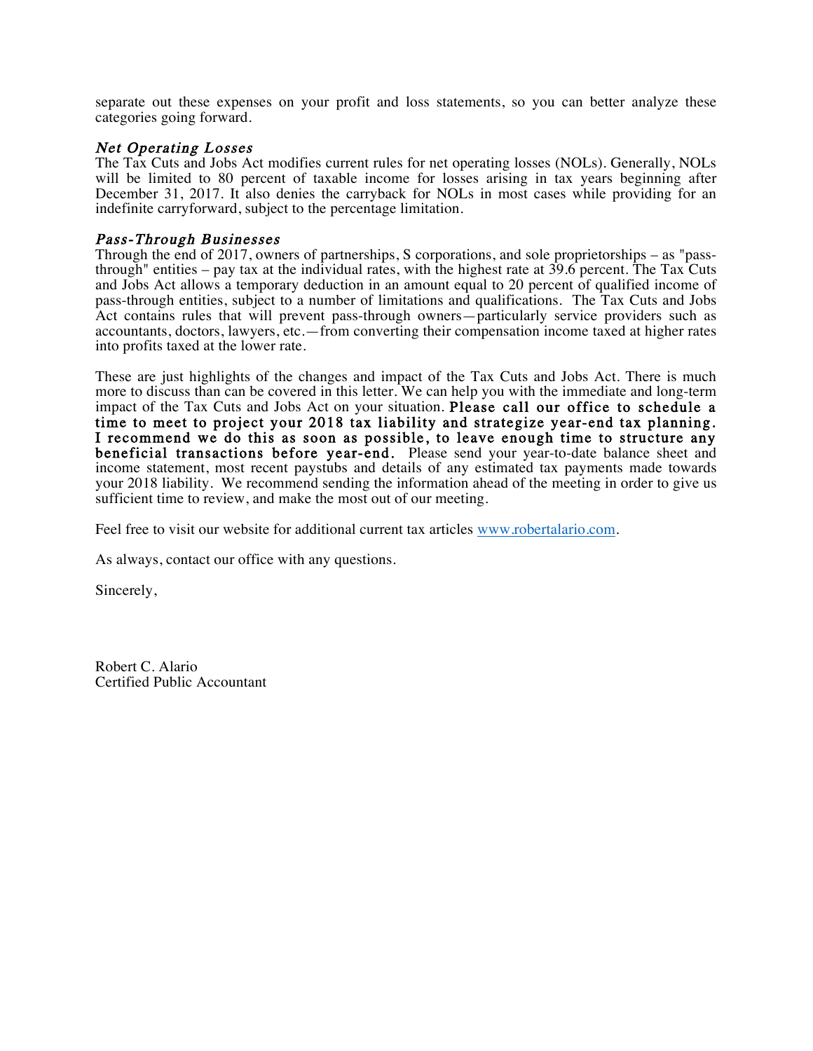separate out these expenses on your profit and loss statements, so you can better analyze these categories going forward.

### *Net Operating Losses*

The Tax Cuts and Jobs Act modifies current rules for net operating losses (NOLs). Generally, NOLs will be limited to 80 percent of taxable income for losses arising in tax years beginning after December 31, 2017. It also denies the carryback for NOLs in most cases while providing for an indefinite carryforward, subject to the percentage limitation.

### *Pass-Through Businesses*

Through the end of 2017, owners of partnerships, S corporations, and sole proprietorships – as "pass-through" entities – pay tax at the individual rates, with the highest rate at 39.6 percent. The Tax Cuts and Jobs Act allows a temporary deduction in an amount equal to 20 percent of qualified income of pass-through entities, subject to a number of limitations and qualifications. The Tax Cuts and Jobs Act contains rules that will prevent pass-through owners—particularly service providers such as accountants, doctors, lawyers, etc.—from converting their compensation income taxed at higher rates into profits taxed at the lower rate.

These are just highlights of the changes and impact of the Tax Cuts and Jobs Act. There is much more to discuss than can be covered in this letter. We can help you with the immediate and long-term impact of the Tax Cuts and Jobs Act on your situation. **Please call our office to schedule a time to meet to project your 2018 tax liability and strategize year-end tax planning. I recommend we do this as soon as possible, to leave enough time to structure any beneficial transactions before year-end.** Please send your year-to-date balance sheet and income statement, most recent paystubs and details of any estimated tax payments made towards your 2018 liability. We recommend sending the information ahead of the meeting in order to give us sufficient time to review, and make the most out of our meeting.

Feel free to visit our website for additional current tax articles [www.robertalario.com](http://www.robertalario.com).

As always, contact our office with any questions.

Sincerely,

Robert C. Alario
Certified Public Accountant